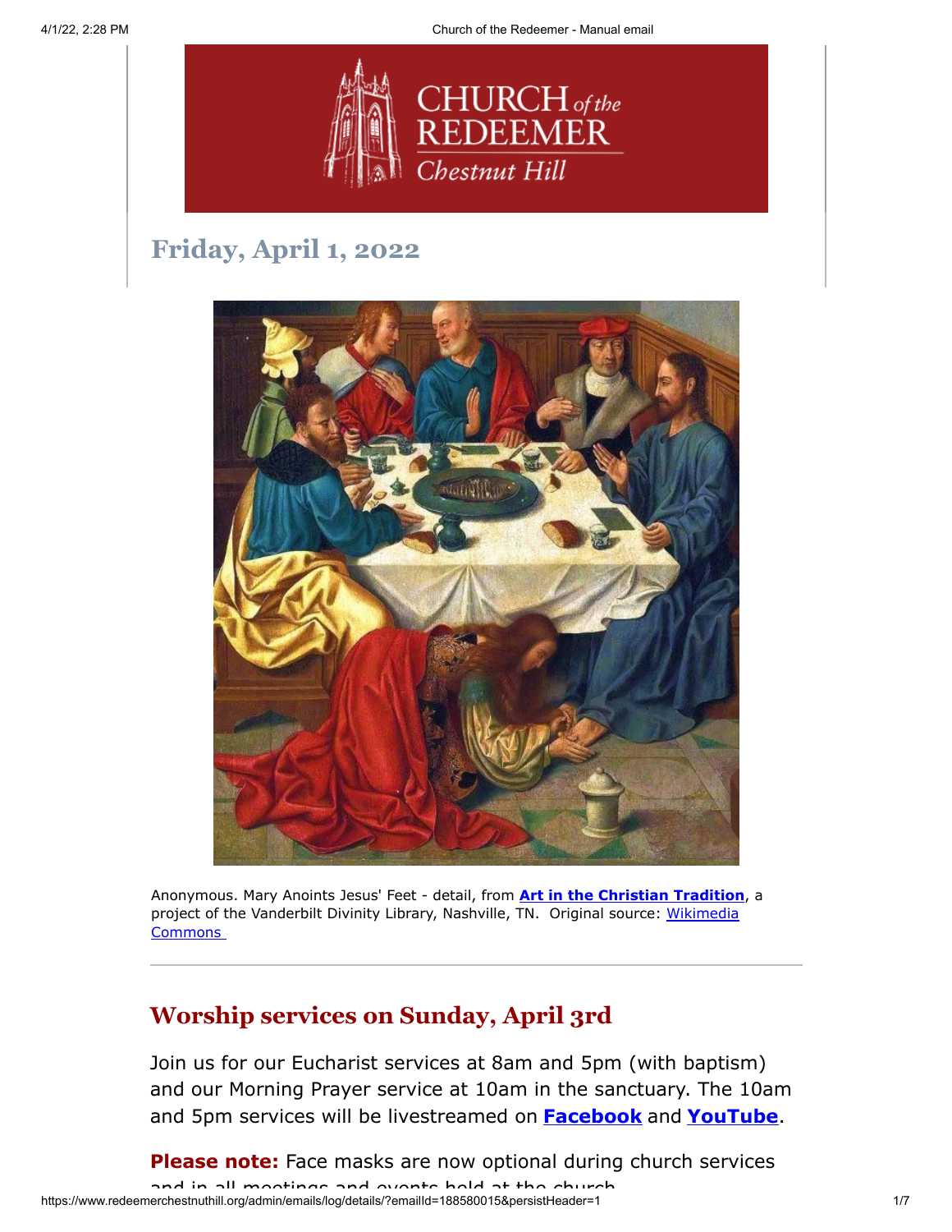## Friday, April 1, 2022

Anonymous. Mary Anoints Jesus' Feet - detail, from **Art in the Christian Tradition**, a project of the Vanderbilt Divinity Library, Nashville, TN. Original source: Wikimedia Commons

---

## Worship services on Sunday, April 3rd

Join us for our Eucharist services at 8am and 5pm (with baptism) and our Morning Prayer service at 10am in the sanctuary. The 10am and 5pm services will be livestreamed on **Facebook** and **YouTube**.

**Please note:** Face masks are now optional during church services and in all meetings and events held at the church.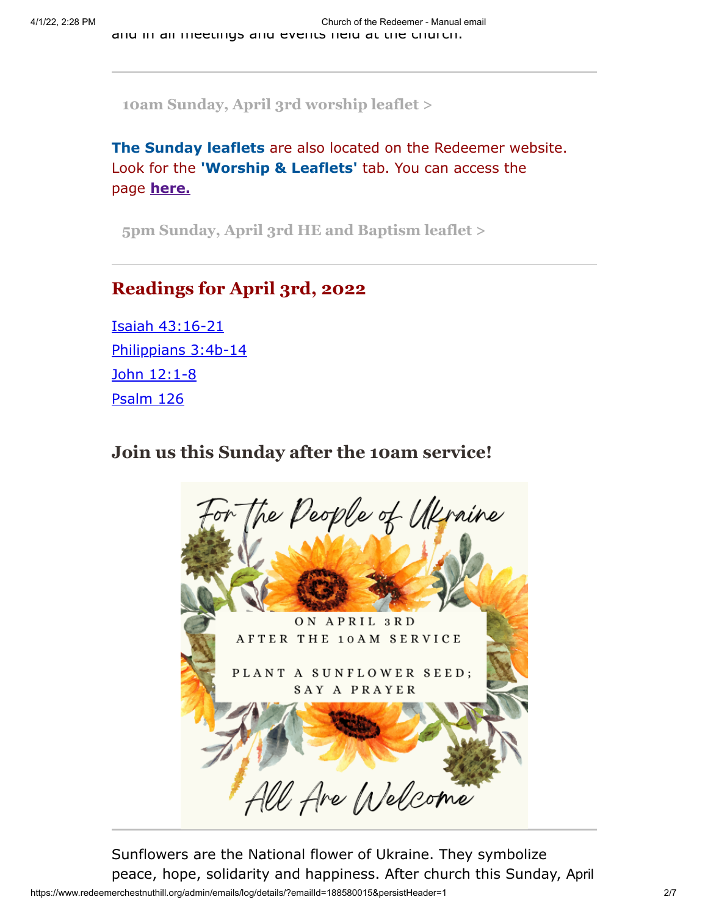and in all meetings and events held at the church.

---

10am Sunday, April 3rd worship leaflet >

**The Sunday leaflets** are also located on the Redeemer website. Look for the **'Worship & Leaflets'** tab. You can access the page **here.**

5pm Sunday, April 3rd HE and Baptism leaflet >

---

## Readings for April 3rd, 2022

Isaiah 43:16-21

Philippians 3:4b-14

John 12:1-8

Psalm 126

## Join us this Sunday after the 10am service!

For the People of Ukraine

ON APRIL 3RD
AFTER THE 10AM SERVICE

PLANT A SUNFLOWER SEED;
SAY A PRAYER

All Are Welcome

---

Sunflowers are the National flower of Ukraine. They symbolize peace, hope, solidarity and happiness. After church this Sunday, April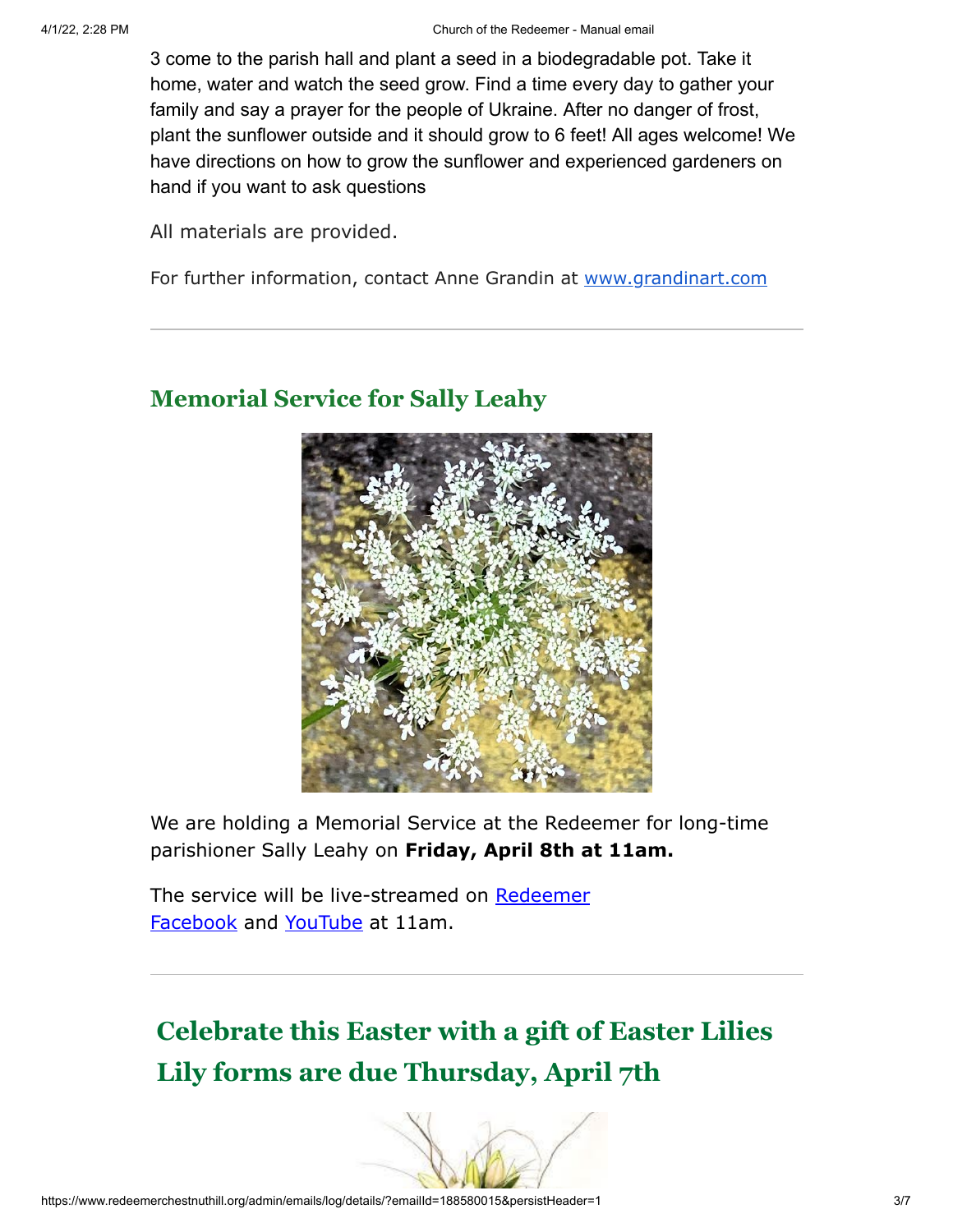3 come to the parish hall and plant a seed in a biodegradable pot. Take it home, water and watch the seed grow. Find a time every day to gather your family and say a prayer for the people of Ukraine. After no danger of frost, plant the sunflower outside and it should grow to 6 feet! All ages welcome! We have directions on how to grow the sunflower and experienced gardeners on hand if you want to ask questions

All materials are provided.

For further information, contact Anne Grandin at www.grandinart.com

---

## Memorial Service for Sally Leahy

We are holding a Memorial Service at the Redeemer for long-time parishioner Sally Leahy on **Friday, April 8th at 11am.**

The service will be live-streamed on Redeemer Facebook and YouTube at 11am.

---

## Celebrate this Easter with a gift of Easter Lilies
## Lily forms are due Thursday, April 7th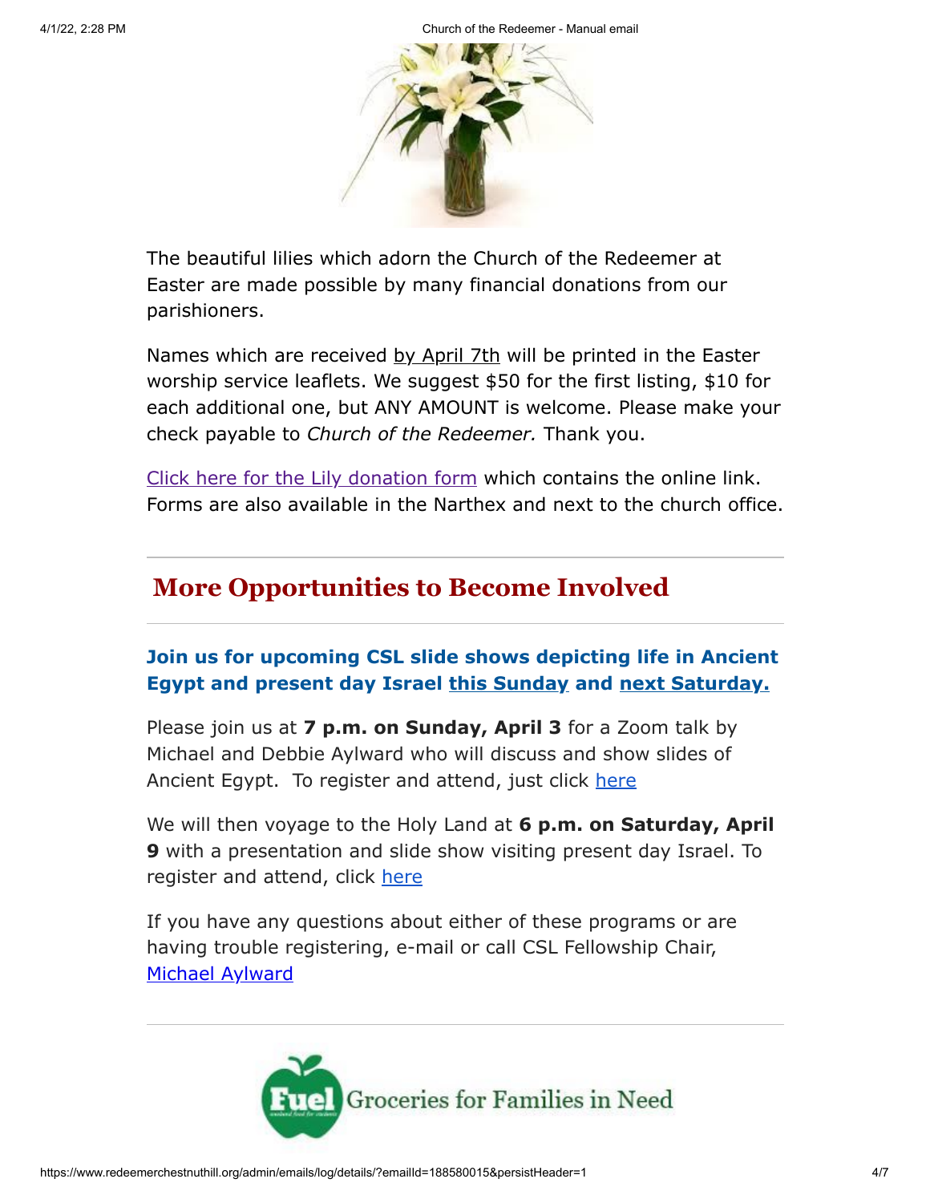The beautiful lilies which adorn the Church of the Redeemer at Easter are made possible by many financial donations from our parishioners.

Names which are received by April 7th will be printed in the Easter worship service leaflets. We suggest $50 for the first listing, $10 for each additional one, but ANY AMOUNT is welcome. Please make your check payable to *Church of the Redeemer.* Thank you.

Click here for the Lily donation form which contains the online link. Forms are also available in the Narthex and next to the church office.

---

## More Opportunities to Become Involved

---

### Join us for upcoming CSL slide shows depicting life in Ancient Egypt and present day Israel this Sunday and next Saturday.

Please join us at **7 p.m. on Sunday, April 3** for a Zoom talk by Michael and Debbie Aylward who will discuss and show slides of Ancient Egypt. To register and attend, just click here

We will then voyage to the Holy Land at **6 p.m. on Saturday, April 9** with a presentation and slide show visiting present day Israel. To register and attend, click here

If you have any questions about either of these programs or are having trouble registering, e-mail or call CSL Fellowship Chair, Michael Aylward

---

Fuel Groceries for Families in Need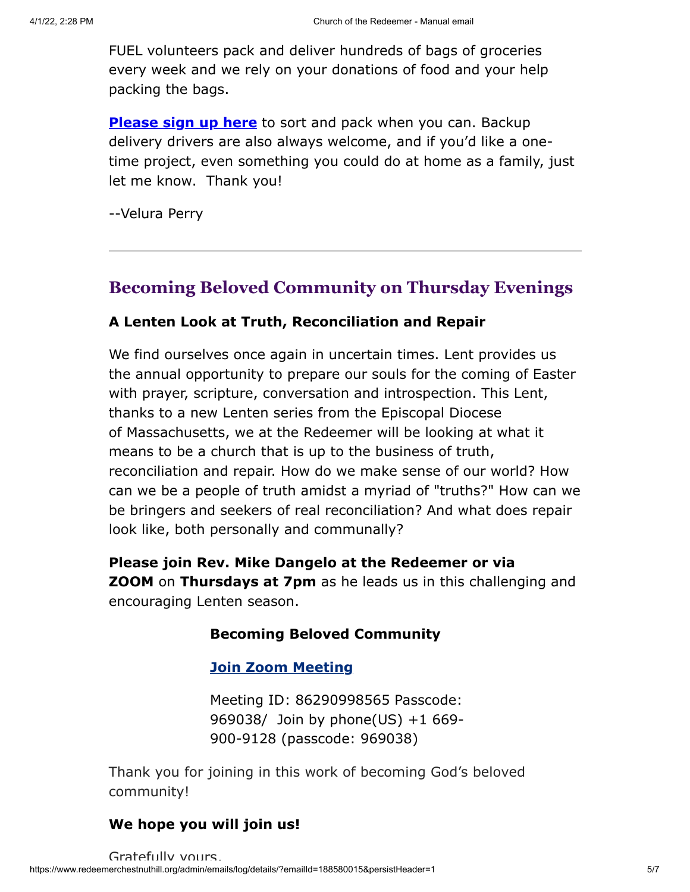FUEL volunteers pack and deliver hundreds of bags of groceries every week and we rely on your donations of food and your help packing the bags.

**Please sign up here** to sort and pack when you can. Backup delivery drivers are also always welcome, and if you'd like a one-time project, even something you could do at home as a family, just let me know.  Thank you!

--Velura Perry

---

## Becoming Beloved Community on Thursday Evenings

**A Lenten Look at Truth, Reconciliation and Repair**

We find ourselves once again in uncertain times. Lent provides us the annual opportunity to prepare our souls for the coming of Easter with prayer, scripture, conversation and introspection. This Lent, thanks to a new Lenten series from the Episcopal Diocese of Massachusetts, we at the Redeemer will be looking at what it means to be a church that is up to the business of truth, reconciliation and repair. How do we make sense of our world? How can we be a people of truth amidst a myriad of "truths?" How can we be bringers and seekers of real reconciliation? And what does repair look like, both personally and communally?

**Please join Rev. Mike Dangelo at the Redeemer or via ZOOM** on **Thursdays at 7pm** as he leads us in this challenging and encouraging Lenten season.

**Becoming Beloved Community**

**Join Zoom Meeting**

Meeting ID: 86290998565 Passcode: 969038/  Join by phone(US) +1 669-900-9128 (passcode: 969038)

Thank you for joining in this work of becoming God's beloved community!

**We hope you will join us!**

Gratefully yours,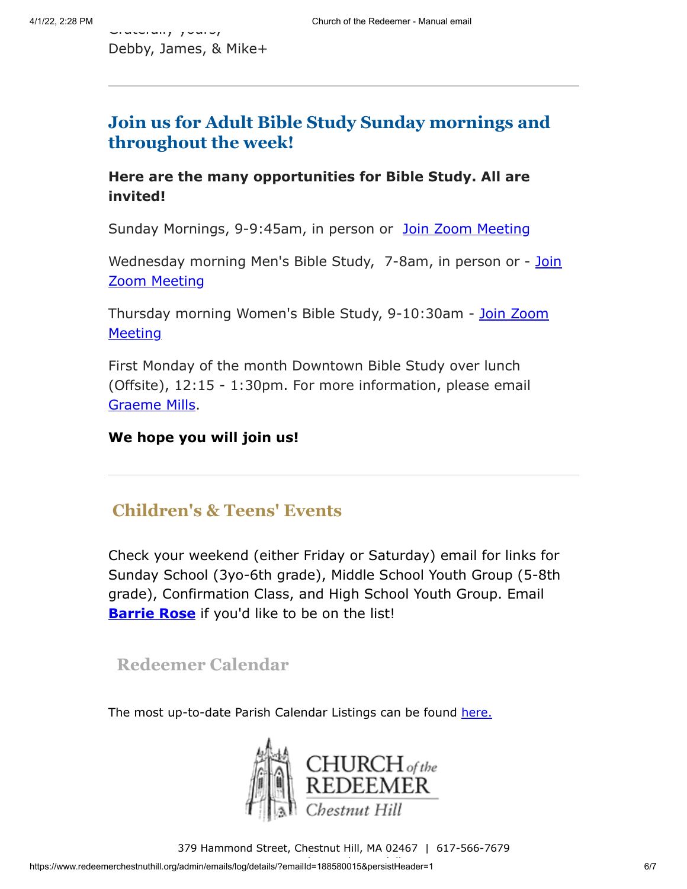Gratefully yours,
Debby, James, & Mike+

---

## Join us for Adult Bible Study Sunday mornings and throughout the week!

**Here are the many opportunities for Bible Study. All are invited!**

Sunday Mornings, 9-9:45am, in person or Join Zoom Meeting

Wednesday morning Men's Bible Study, 7-8am, in person or - Join Zoom Meeting

Thursday morning Women's Bible Study, 9-10:30am - Join Zoom Meeting

First Monday of the month Downtown Bible Study over lunch (Offsite), 12:15 - 1:30pm. For more information, please email Graeme Mills.

**We hope you will join us!**

---

## Children's & Teens' Events

Check your weekend (either Friday or Saturday) email for links for Sunday School (3yo-6th grade), Middle School Youth Group (5-8th grade), Confirmation Class, and High School Youth Group. Email **Barrie Rose** if you'd like to be on the list!

## Redeemer Calendar

The most up-to-date Parish Calendar Listings can be found here.

CHURCH of the REDEEMER
Chestnut Hill

379 Hammond Street, Chestnut Hill, MA 02467 | 617-566-7679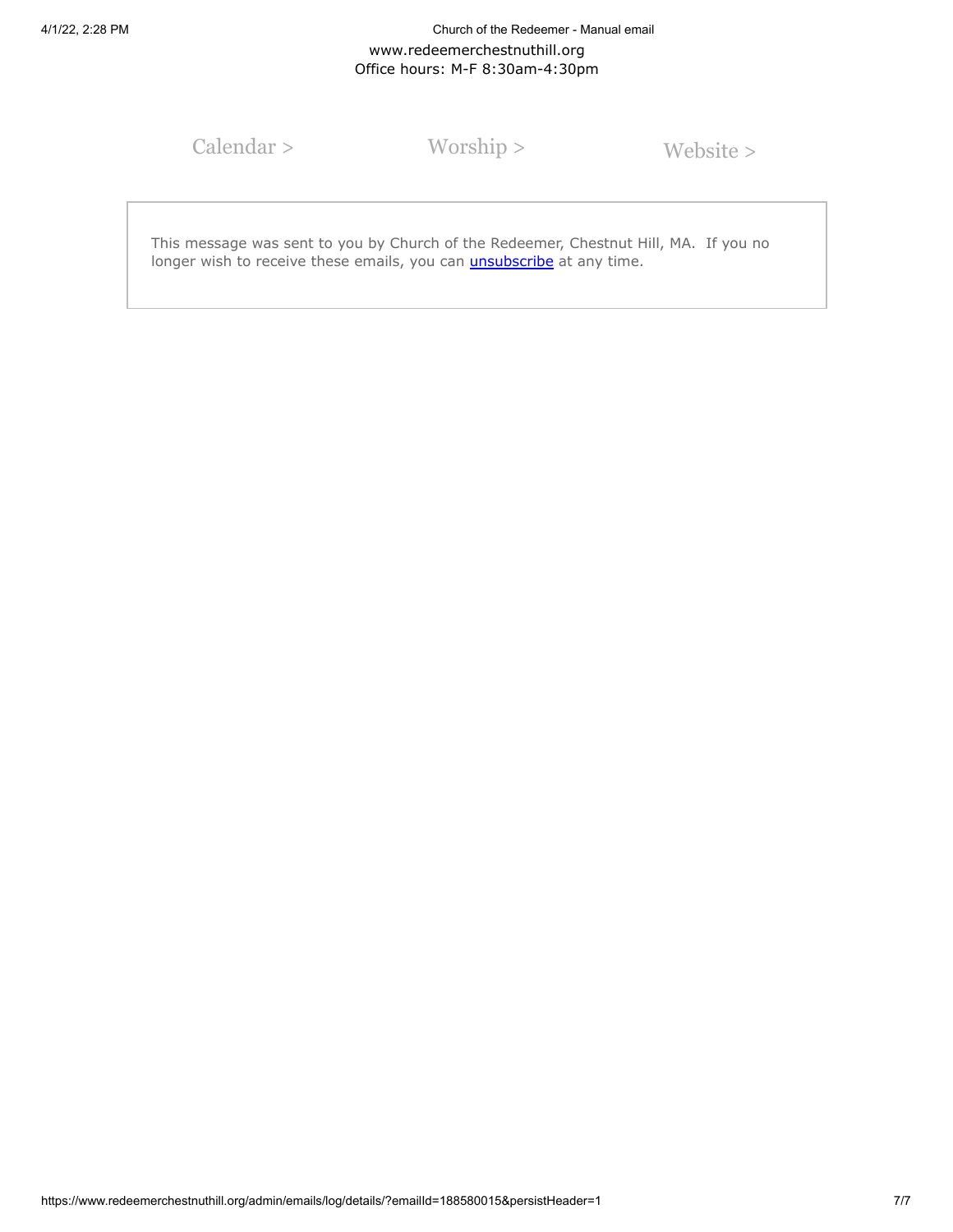www.redeemerchestnuthill.org
Office hours: M-F 8:30am-4:30pm

Calendar > Worship > Website >

This message was sent to you by Church of the Redeemer, Chestnut Hill, MA. If you no longer wish to receive these emails, you can unsubscribe at any time.